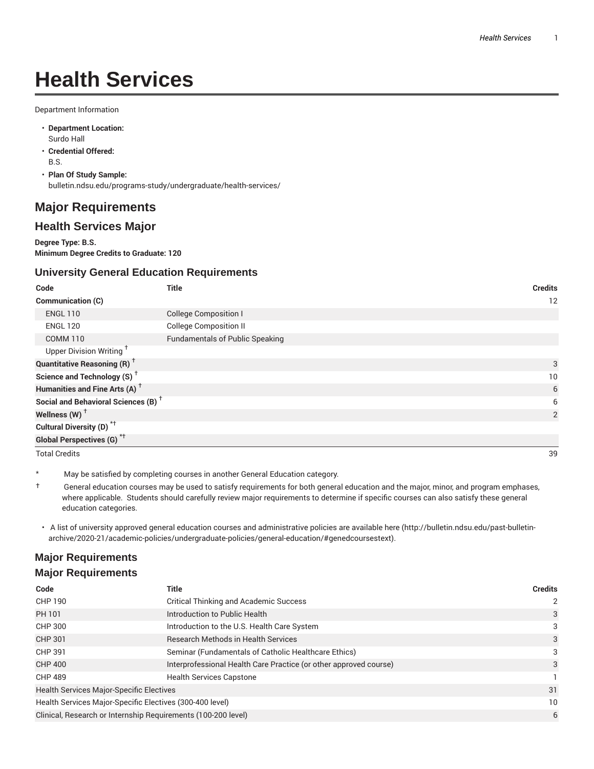# Health Services

Department Information

- **Department Location:**
  Surdo Hall
- **Credential Offered:**
  B.S.
- **Plan Of Study Sample:**
  bulletin.ndsu.edu/programs-study/undergraduate/health-services/

## Major Requirements

### Health Services Major

**Degree Type: B.S.**
**Minimum Degree Credits to Graduate: 120**

### University General Education Requirements

| Code | Title | Credits |
|---|---|---|
| **Communication (C)** | | 12 |
| ENGL 110 | College Composition I | |
| ENGL 120 | College Composition II | |
| COMM 110 | Fundamentals of Public Speaking | |
| Upper Division Writing † | | |
| **Quantitative Reasoning (R) †** | | 3 |
| **Science and Technology (S) †** | | 10 |
| **Humanities and Fine Arts (A) †** | | 6 |
| **Social and Behavioral Sciences (B) †** | | 6 |
| **Wellness (W) †** | | 2 |
| **Cultural Diversity (D) *†** | | |
| **Global Perspectives (G) *†** | | |
| Total Credits | | 39 |

\* May be satisfied by completing courses in another General Education category.

† General education courses may be used to satisfy requirements for both general education and the major, minor, and program emphases, where applicable. Students should carefully review major requirements to determine if specific courses can also satisfy these general education categories.

- A list of university approved general education courses and administrative policies are available here (http://bulletin.ndsu.edu/past-bulletin-archive/2020-21/academic-policies/undergraduate-policies/general-education/#genedcoursestext).

### Major Requirements

### Major Requirements

| Code | Title | Credits |
|---|---|---|
| CHP 190 | Critical Thinking and Academic Success | 2 |
| PH 101 | Introduction to Public Health | 3 |
| CHP 300 | Introduction to the U.S. Health Care System | 3 |
| CHP 301 | Research Methods in Health Services | 3 |
| CHP 391 | Seminar (Fundamentals of Catholic Healthcare Ethics) | 3 |
| CHP 400 | Interprofessional Health Care Practice (or other approved course) | 3 |
| CHP 489 | Health Services Capstone | 1 |
| Health Services Major-Specific Electives | | 31 |
| Health Services Major-Specific Electives (300-400 level) | | 10 |
| Clinical, Research or Internship Requirements (100-200 level) | | 6 |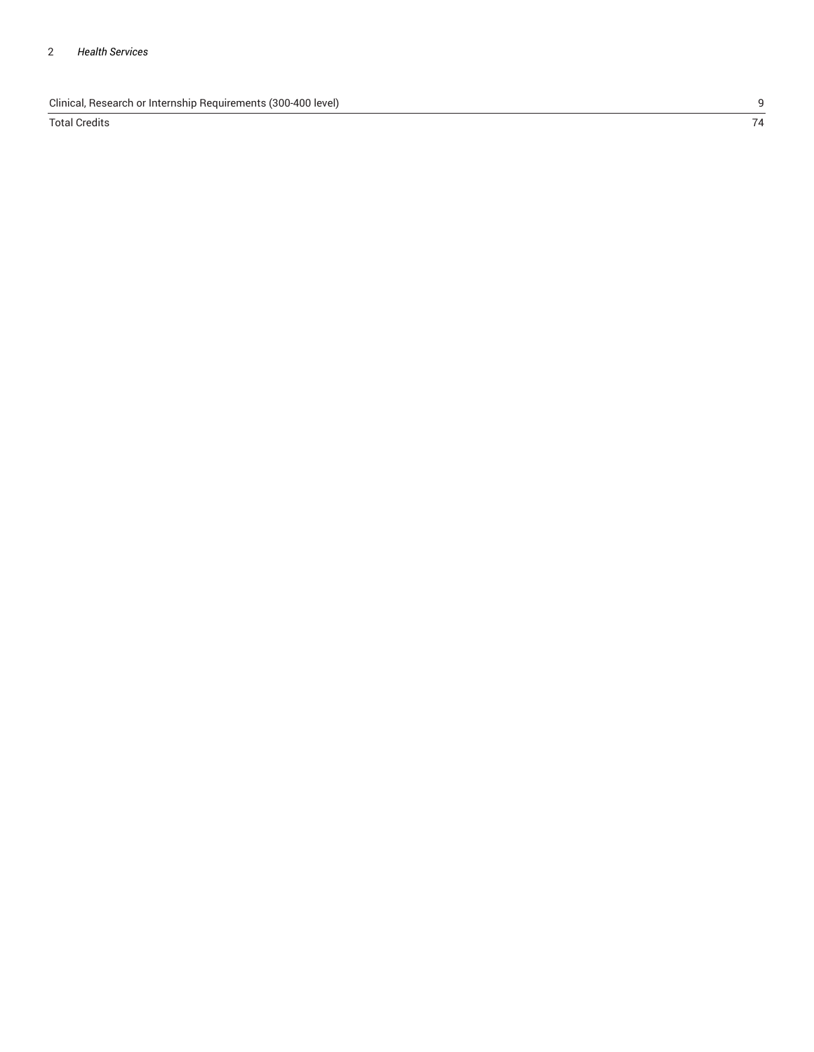| | |
|---|---|
| Clinical, Research or Internship Requirements (300-400 level) | 9 |
| Total Credits | 74 |